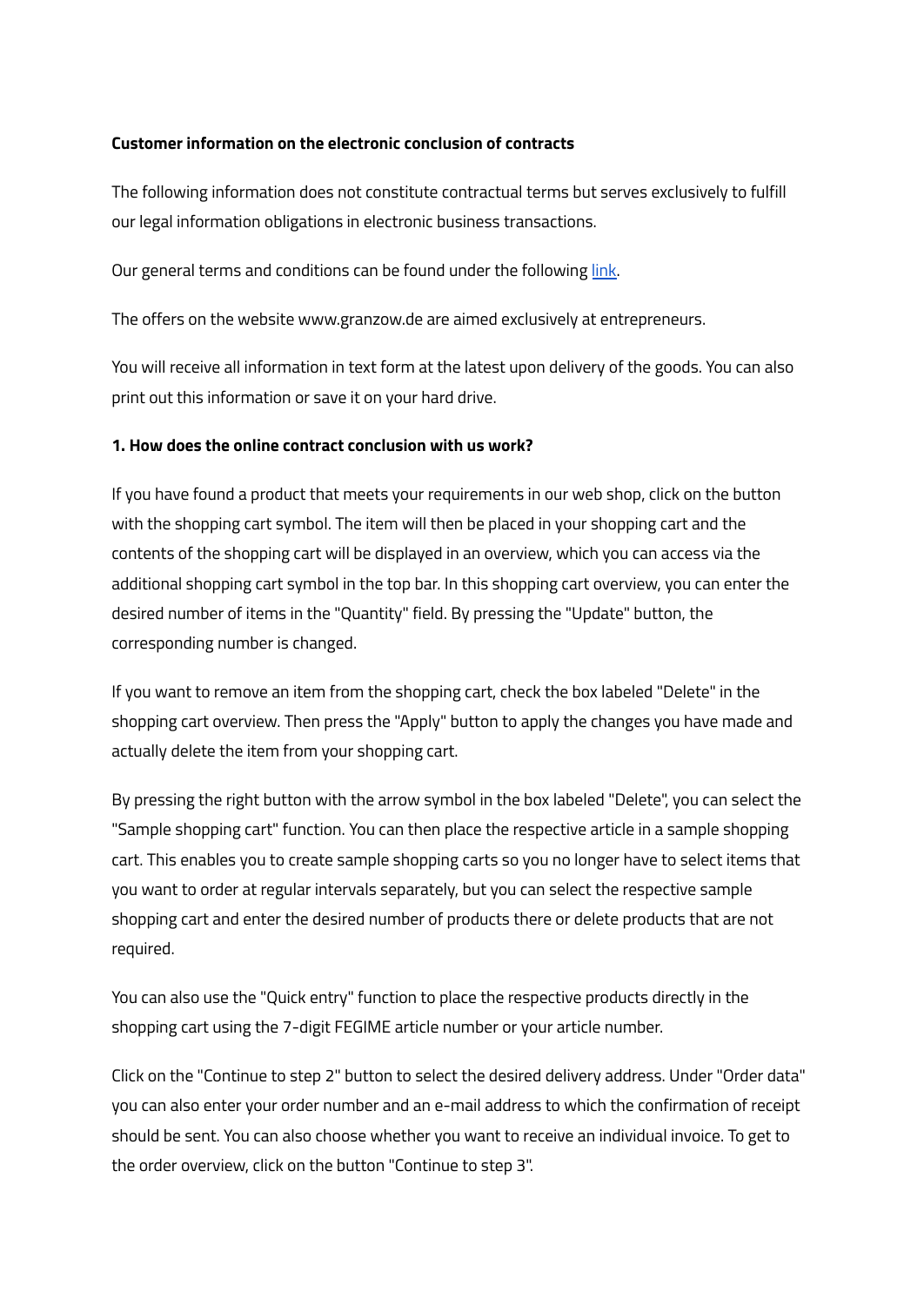**Customer information on the electronic conclusion of contracts**

The following information does not constitute contractual terms but serves exclusively to fulfill our legal information obligations in electronic business transactions.

Our general terms and conditions can be found under the following link.

The offers on the website www.granzow.de are aimed exclusively at entrepreneurs.

You will receive all information in text form at the latest upon delivery of the goods. You can also print out this information or save it on your hard drive.

**1. How does the online contract conclusion with us work?**

If you have found a product that meets your requirements in our web shop, click on the button with the shopping cart symbol. The item will then be placed in your shopping cart and the contents of the shopping cart will be displayed in an overview, which you can access via the additional shopping cart symbol in the top bar. In this shopping cart overview, you can enter the desired number of items in the "Quantity" field. By pressing the "Update" button, the corresponding number is changed.

If you want to remove an item from the shopping cart, check the box labeled "Delete" in the shopping cart overview. Then press the "Apply" button to apply the changes you have made and actually delete the item from your shopping cart.

By pressing the right button with the arrow symbol in the box labeled "Delete", you can select the "Sample shopping cart" function. You can then place the respective article in a sample shopping cart. This enables you to create sample shopping carts so you no longer have to select items that you want to order at regular intervals separately, but you can select the respective sample shopping cart and enter the desired number of products there or delete products that are not required.

You can also use the "Quick entry" function to place the respective products directly in the shopping cart using the 7-digit FEGIME article number or your article number.

Click on the "Continue to step 2" button to select the desired delivery address. Under "Order data" you can also enter your order number and an e-mail address to which the confirmation of receipt should be sent. You can also choose whether you want to receive an individual invoice. To get to the order overview, click on the button "Continue to step 3".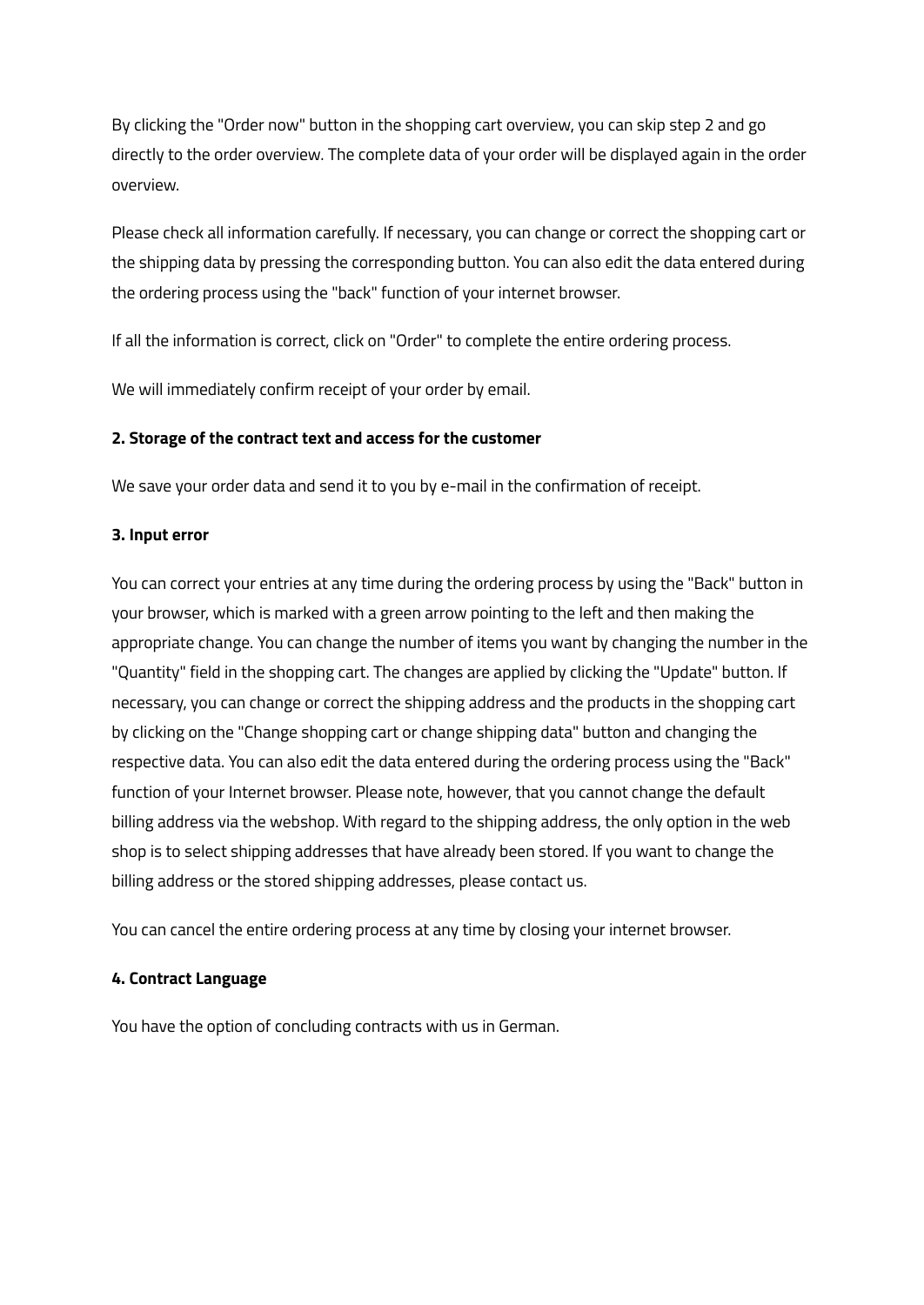By clicking the "Order now" button in the shopping cart overview, you can skip step 2 and go directly to the order overview. The complete data of your order will be displayed again in the order overview.

Please check all information carefully. If necessary, you can change or correct the shopping cart or the shipping data by pressing the corresponding button. You can also edit the data entered during the ordering process using the "back" function of your internet browser.

If all the information is correct, click on "Order" to complete the entire ordering process.

We will immediately confirm receipt of your order by email.

**2. Storage of the contract text and access for the customer**

We save your order data and send it to you by e-mail in the confirmation of receipt.

**3. Input error**

You can correct your entries at any time during the ordering process by using the "Back" button in your browser, which is marked with a green arrow pointing to the left and then making the appropriate change. You can change the number of items you want by changing the number in the "Quantity" field in the shopping cart. The changes are applied by clicking the "Update" button. If necessary, you can change or correct the shipping address and the products in the shopping cart by clicking on the "Change shopping cart or change shipping data" button and changing the respective data. You can also edit the data entered during the ordering process using the "Back" function of your Internet browser. Please note, however, that you cannot change the default billing address via the webshop. With regard to the shipping address, the only option in the web shop is to select shipping addresses that have already been stored. If you want to change the billing address or the stored shipping addresses, please contact us.

You can cancel the entire ordering process at any time by closing your internet browser.

**4. Contract Language**

You have the option of concluding contracts with us in German.